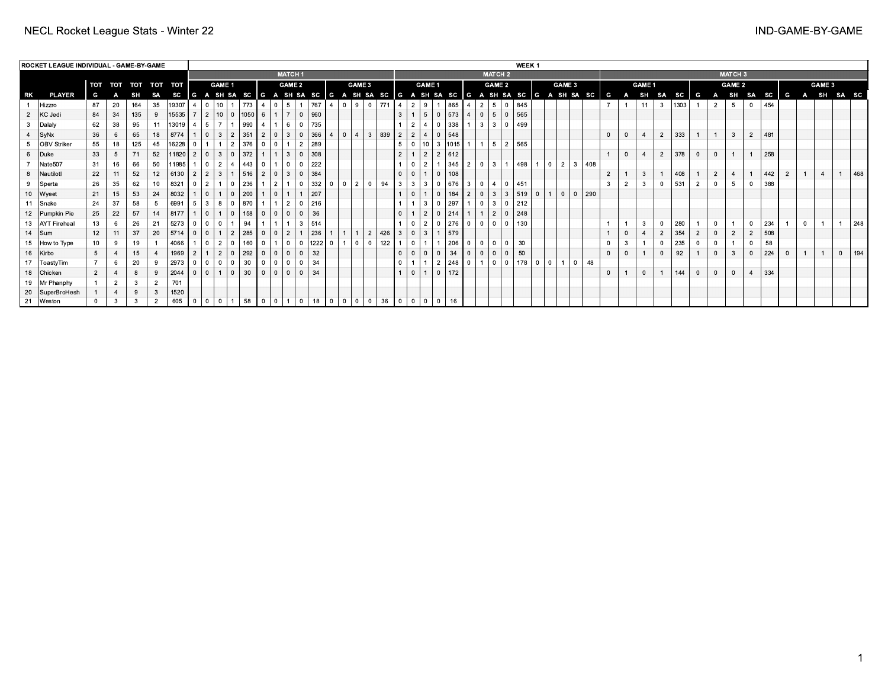| ROCKET LEAGUE INDIVIDUAL - GAME-BY-GAME | | | | | | | WEEK 1 | | | | | | | | | | | | | | | | | | | | | | | | | | | | | | | | | | | | | | | | | | | | |
|---|---|---|---|---|---|---|---|---|---|---|---|---|---|---|---|---|---|---|---|---|---|---|---|---|---|---|---|---|---|---|---|---|---|---|---|---|---|---|---|---|---|---|---|---|---|---|---|---|---|---|---|
| | | | | | | | MATCH 1 | | | | | | | | | | | | | | | MATCH 2 | | | | | | | | | | | | | | | MATCH 3 | | | | | | | | | | | | | | |
| | | TOT | TOT | TOT | TOT | TOT | GAME 1 | | | | | GAME 2 | | | | | GAME 3 | | | | | GAME 1 | | | | | GAME 2 | | | | | GAME 3 | | | | | GAME 1 | | | | | GAME 2 | | | | | GAME 3 | | | | |
| RK | PLAYER | G | A | SH | SA | SC | G | A | SH | SA | SC | G | A | SH | SA | SC | G | A | SH | SA | SC | G | A | SH | SA | SC | G | A | SH | SA | SC | G | A | SH | SA | SC | G | A | SH | SA | SC | G | A | SH | SA | SC | G | A | SH | SA | SC |
| 1 | Hizzro | 87 | 20 | 164 | 35 | 19307 | 4 | 0 | 10 | 1 | 773 | 4 | 0 | 5 | 1 | 767 | 4 | 0 | 9 | 0 | 771 | 4 | 2 | 9 | 1 | 865 | 4 | 2 | 5 | 0 | 845 | | | | | | 7 | 1 | 11 | 3 | 1303 | 1 | 2 | 5 | 0 | 454 | | | | | |
| 2 | KC Jedi | 84 | 34 | 135 | 9 | 15535 | 7 | 2 | 10 | 0 | 1050 | 6 | 1 | 7 | 0 | 960 | | | | | | 3 | 1 | 5 | 0 | 573 | 4 | 0 | 5 | 0 | 565 | | | | | | | | | | | | | | | | | | | | |
| 3 | Dalaly | 62 | 38 | 95 | 11 | 13019 | 4 | 5 | 7 | 1 | 990 | 4 | 1 | 6 | 0 | 735 | | | | | | 1 | 2 | 4 | 0 | 338 | 1 | 3 | 3 | 0 | 499 | | | | | | | | | | | | | | | | | | | | |
| 4 | SyNx | 36 | 6 | 65 | 18 | 8774 | 1 | 0 | 3 | 2 | 351 | 2 | 0 | 3 | 0 | 366 | 4 | 0 | 4 | 3 | 839 | 2 | 2 | 4 | 0 | 548 | | | | | | | | | | | 0 | 0 | 4 | 2 | 333 | 1 | 1 | 3 | 2 | 481 | | | | | |
| 5 | OBV Striker | 55 | 18 | 125 | 45 | 16228 | 0 | 1 | 1 | 2 | 376 | 0 | 0 | 1 | 2 | 289 | | | | | | 5 | 0 | 10 | 3 | 1015 | 1 | 1 | 5 | 2 | 565 | | | | | | | | | | | | | | | | | | | | |
| 6 | Duke | 33 | 5 | 71 | 52 | 11820 | 2 | 0 | 3 | 0 | 372 | 1 | 1 | 3 | 0 | 308 | | | | | | 2 | 1 | 2 | 2 | 612 | | | | | | | | | | | 1 | 0 | 4 | 2 | 378 | 0 | 0 | 1 | 1 | 258 | | | | | |
| 7 | Nate507 | 31 | 16 | 66 | 50 | 11985 | 1 | 0 | 2 | 4 | 443 | 0 | 1 | 0 | 0 | 222 | | | | | | 1 | 0 | 2 | 1 | 345 | 2 | 0 | 3 | 1 | 498 | 1 | 0 | 2 | 3 | 408 | | | | | | | | | | | | | | | |
| 8 | Nautilotl | 22 | 11 | 52 | 12 | 6130 | 2 | 2 | 3 | 1 | 516 | 2 | 0 | 3 | 0 | 384 | | | | | | 0 | 0 | 1 | 0 | 108 | | | | | | | | | | | 2 | 1 | 3 | 1 | 408 | 1 | 2 | 4 | 1 | 442 | 2 | 1 | 4 | 1 | 468 |
| 9 | Sperta | 26 | 35 | 62 | 10 | 8321 | 0 | 2 | 1 | 0 | 236 | 1 | 2 | 1 | 0 | 332 | 0 | 0 | 2 | 0 | 94 | 3 | 3 | 3 | 0 | 676 | 3 | 0 | 4 | 0 | 451 | | | | | | 3 | 2 | 3 | 0 | 531 | 2 | 0 | 5 | 0 | 388 | | | | | |
| 10 | Wyeet | 21 | 15 | 53 | 24 | 8032 | 1 | 0 | 1 | 0 | 200 | 1 | 0 | 1 | 1 | 207 | | | | | | 1 | 0 | 1 | 0 | 184 | 2 | 0 | 3 | 3 | 519 | 0 | 1 | 0 | 0 | 290 | | | | | | | | | | | | | | | |
| 11 | Snake | 24 | 37 | 58 | 5 | 6991 | 5 | 3 | 8 | 0 | 870 | 1 | 1 | 2 | 0 | 216 | | | | | | 1 | 1 | 3 | 0 | 297 | 1 | 0 | 3 | 0 | 212 | | | | | | | | | | | | | | | | | | | | |
| 12 | Pumpkin Pie | 25 | 22 | 57 | 14 | 8177 | 1 | 0 | 1 | 0 | 158 | 0 | 0 | 0 | 0 | 36 | | | | | | 0 | 1 | 2 | 0 | 214 | 1 | 1 | 2 | 0 | 248 | | | | | | | | | | | | | | | | | | | | |
| 13 | AYT Fireheal | 13 | 6 | 26 | 21 | 5273 | 0 | 0 | 0 | 1 | 94 | 1 | 1 | 1 | 3 | 514 | | | | | | 1 | 0 | 2 | 0 | 276 | 0 | 0 | 0 | 0 | 130 | | | | | | 1 | 1 | 3 | 0 | 280 | 1 | 0 | 1 | 0 | 234 | 1 | 0 | 1 | 1 | 248 |
| 14 | Sum | 12 | 11 | 37 | 20 | 5714 | 0 | 0 | 1 | 2 | 285 | 0 | 0 | 2 | 1 | 236 | 1 | 1 | 1 | 2 | 426 | 3 | 0 | 3 | 1 | 579 | | | | | | | | | | | 1 | 0 | 4 | 2 | 354 | 2 | 0 | 2 | 2 | 508 | | | | | |
| 15 | How to Type | 10 | 9 | 19 | 1 | 4066 | 1 | 0 | 2 | 0 | 160 | 0 | 1 | 0 | 0 | 1222 | 0 | 1 | 0 | 0 | 122 | 1 | 0 | 1 | 1 | 206 | 0 | 0 | 0 | 0 | 30 | | | | | | 0 | 3 | 1 | 0 | 235 | 0 | 0 | 1 | 0 | 58 | | | | | |
| 16 | Kirbo | 5 | 4 | 15 | 4 | 1969 | 2 | 1 | 2 | 0 | 292 | 0 | 0 | 0 | 0 | 32 | | | | | | 0 | 0 | 0 | 0 | 34 | 0 | 0 | 0 | 0 | 50 | | | | | | 0 | 0 | 1 | 0 | 92 | 1 | 0 | 3 | 0 | 224 | 0 | 1 | 1 | 0 | 194 |
| 17 | ToastyTim | 7 | 6 | 20 | 9 | 2973 | 0 | 0 | 0 | 0 | 30 | 0 | 0 | 0 | 0 | 34 | | | | | | 0 | 1 | 1 | 2 | 248 | 0 | 1 | 0 | 0 | 178 | 0 | 0 | 1 | 0 | 48 | | | | | | | | | | | | | | | |
| 18 | Chicken | 2 | 4 | 8 | 9 | 2044 | 0 | 0 | 1 | 0 | 30 | 0 | 0 | 0 | 0 | 34 | | | | | | 1 | 0 | 1 | 0 | 172 | | | | | | | | | | | 0 | 1 | 0 | 1 | 144 | 0 | 0 | 0 | 4 | 334 | | | | | |
| 19 | Mr Phanphy | 1 | 2 | 3 | 2 | 701 | | | | | | | | | | | | | | | | | | | | | | | | | | | | | | | | | | | | | | | | | | | | | |
| 20 | SuperBroHesh | 1 | 4 | 9 | 3 | 1520 | | | | | | | | | | | | | | | | | | | | | | | | | | | | | | | | | | | | | | | | | | | | | |
| 21 | Weston | 0 | 3 | 3 | 2 | 605 | 0 | 0 | 0 | 1 | 58 | 0 | 0 | 1 | 0 | 18 | 0 | 0 | 0 | 0 | 36 | 0 | 0 | 0 | 0 | 16 | | | | | | | | | | | | | | | | | | | | | | | | | |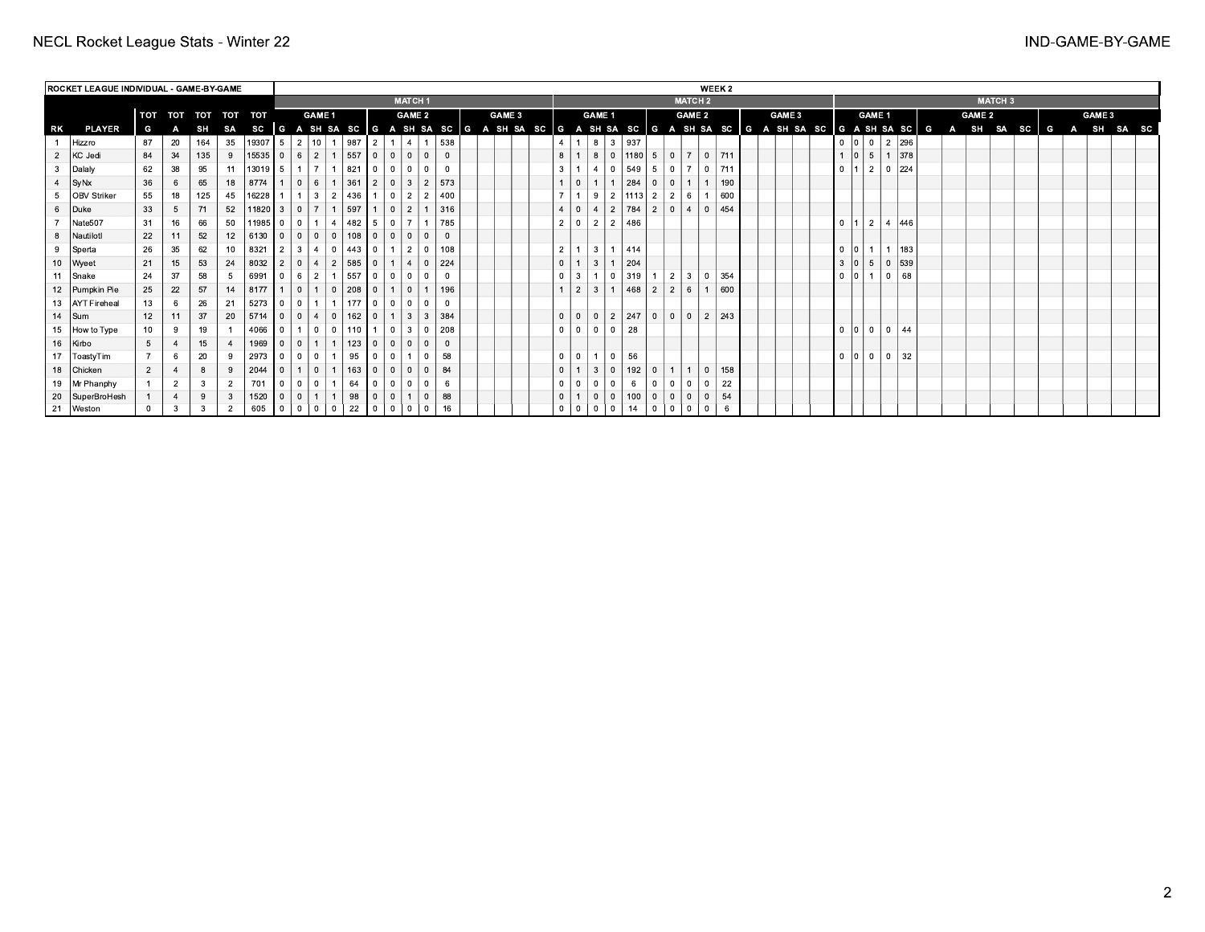# NECL Rocket League Stats - Winter 22

## IND-GAME-BY-GAME

| ROCKET LEAGUE INDIVIDUAL - GAME-BY-GAME | | | | | | | WEEK 2 | | | | | | | | | | | | | | | | | | | | | | | | | | | | | | | | | | | | | | | | | | | | |
|---|---|---|---|---|---|---|---|---|---|---|---|---|---|---|---|---|---|---|---|---|---|---|---|---|---|---|---|---|---|---|---|---|---|---|---|---|---|---|---|---|---|---|---|---|---|---|---|---|---|---|---|
| | | | | | | | MATCH 1 | | | | | | | | | | | | | | | MATCH 2 | | | | | | | | | | | | | | | MATCH 3 | | | | | | | | | | | | | | |
| | | TOT | TOT | TOT | TOT | TOT | GAME 1 | | | | | GAME 2 | | | | | GAME 3 | | | | | GAME 1 | | | | | GAME 2 | | | | | GAME 3 | | | | | GAME 1 | | | | | GAME 2 | | | | | GAME 3 | | | | |
| RK | PLAYER | G | A | SH | SA | SC | G | A | SH | SA | SC | G | A | SH | SA | SC | G | A | SH | SA | SC | G | A | SH | SA | SC | G | A | SH | SA | SC | G | A | SH | SA | SC | G | A | SH | SA | SC | G | A | SH | SA | SC | G | A | SH | SA | SC |
| 1 | Hizzro | 87 | 20 | 164 | 35 | 19307 | 5 | 2 | 10 | 1 | 987 | 2 | 1 | 4 | 1 | 538 | | | | | | 4 | 1 | 8 | 3 | 937 | | | | | | | | | | | 0 | 0 | 0 | 2 | 296 | | | | | | | | | | |
| 2 | KC Jedi | 84 | 34 | 135 | 9 | 15535 | 0 | 6 | 2 | 1 | 557 | 0 | 0 | 0 | 0 | 0 | | | | | | 8 | 1 | 8 | 0 | 1180 | 5 | 0 | 7 | 0 | 711 | | | | | | 1 | 0 | 5 | 1 | 378 | | | | | | | | | | |
| 3 | Dalaly | 62 | 38 | 95 | 11 | 13019 | 5 | 1 | 7 | 1 | 821 | 0 | 0 | 0 | 0 | 0 | | | | | | 3 | 1 | 4 | 0 | 549 | 5 | 0 | 7 | 0 | 711 | | | | | | 0 | 1 | 2 | 0 | 224 | | | | | | | | | | |
| 4 | SyNx | 36 | 6 | 65 | 18 | 8774 | 1 | 0 | 6 | 1 | 361 | 2 | 0 | 3 | 2 | 573 | | | | | | 1 | 0 | 1 | 1 | 284 | 0 | 0 | 1 | 1 | 190 | | | | | | | | | | | | | | | | | | | | |
| 5 | OBV Striker | 55 | 18 | 125 | 45 | 16228 | 1 | 1 | 3 | 2 | 436 | 1 | 0 | 2 | 2 | 400 | | | | | | 7 | 1 | 9 | 2 | 1113 | 2 | 2 | 6 | 1 | 600 | | | | | | | | | | | | | | | | | | | | |
| 6 | Duke | 33 | 5 | 71 | 52 | 11820 | 3 | 0 | 7 | 1 | 597 | 1 | 0 | 2 | 1 | 316 | | | | | | 4 | 0 | 4 | 2 | 784 | 2 | 0 | 4 | 0 | 454 | | | | | | | | | | | | | | | | | | | | |
| 7 | Nate507 | 31 | 16 | 66 | 50 | 11985 | 0 | 0 | 1 | 4 | 482 | 5 | 0 | 7 | 1 | 785 | | | | | | 2 | 0 | 2 | 2 | 486 | | | | | | | | | | | 0 | 1 | 2 | 4 | 446 | | | | | | | | | | |
| 8 | Nautilotl | 22 | 11 | 52 | 12 | 6130 | 0 | 0 | 0 | 0 | 108 | 0 | 0 | 0 | 0 | 0 | | | | | | | | | | | | | | | | | | | | | | | | | | | | | | | | | | | |
| 9 | Sperta | 26 | 35 | 62 | 10 | 8321 | 2 | 3 | 4 | 0 | 443 | 0 | 1 | 2 | 0 | 108 | | | | | | 2 | 1 | 3 | 1 | 414 | | | | | | | | | | | 0 | 0 | 1 | 1 | 183 | | | | | | | | | | |
| 10 | Wyeet | 21 | 15 | 53 | 24 | 8032 | 2 | 0 | 4 | 2 | 585 | 0 | 1 | 4 | 0 | 224 | | | | | | 0 | 1 | 3 | 1 | 204 | | | | | | | | | | | 3 | 0 | 5 | 0 | 539 | | | | | | | | | | |
| 11 | Snake | 24 | 37 | 58 | 5 | 6991 | 0 | 6 | 2 | 1 | 557 | 0 | 0 | 0 | 0 | 0 | | | | | | 0 | 3 | 1 | 0 | 319 | 1 | 2 | 3 | 0 | 354 | | | | | | 0 | 0 | 1 | 0 | 68 | | | | | | | | | | |
| 12 | Pumpkin Pie | 25 | 22 | 57 | 14 | 8177 | 1 | 0 | 1 | 0 | 208 | 0 | 1 | 0 | 1 | 196 | | | | | | 1 | 2 | 3 | 1 | 468 | 2 | 2 | 6 | 1 | 600 | | | | | | | | | | | | | | | | | | | | |
| 13 | AYT Fireheal | 13 | 6 | 26 | 21 | 5273 | 0 | 0 | 1 | 1 | 177 | 0 | 0 | 0 | 0 | 0 | | | | | | | | | | | | | | | | | | | | | | | | | | | | | | | | | | | |
| 14 | Sum | 12 | 11 | 37 | 20 | 5714 | 0 | 0 | 4 | 0 | 162 | 0 | 1 | 3 | 3 | 384 | | | | | | 0 | 0 | 0 | 2 | 247 | 0 | 0 | 0 | 2 | 243 | | | | | | | | | | | | | | | | | | | | |
| 15 | How to Type | 10 | 9 | 19 | 1 | 4066 | 0 | 1 | 0 | 0 | 110 | 1 | 0 | 3 | 0 | 208 | | | | | | 0 | 0 | 0 | 0 | 28 | | | | | | | | | | | 0 | 0 | 0 | 0 | 44 | | | | | | | | | | |
| 16 | Kirbo | 5 | 4 | 15 | 4 | 1969 | 0 | 0 | 1 | 1 | 123 | 0 | 0 | 0 | 0 | 0 | | | | | | | | | | | | | | | | | | | | | | | | | | | | | | | | | | | |
| 17 | ToastyTim | 7 | 6 | 20 | 9 | 2973 | 0 | 0 | 0 | 1 | 95 | 0 | 0 | 1 | 0 | 58 | | | | | | 0 | 0 | 1 | 0 | 56 | | | | | | | | | | | 0 | 0 | 0 | 0 | 32 | | | | | | | | | | |
| 18 | Chicken | 2 | 4 | 8 | 9 | 2044 | 0 | 1 | 0 | 1 | 163 | 0 | 0 | 0 | 0 | 84 | | | | | | 0 | 1 | 3 | 0 | 192 | 0 | 1 | 1 | 0 | 158 | | | | | | | | | | | | | | | | | | | | |
| 19 | Mr Phanphy | 1 | 2 | 3 | 2 | 701 | 0 | 0 | 0 | 1 | 64 | 0 | 0 | 0 | 0 | 6 | | | | | | 0 | 0 | 0 | 0 | 6 | 0 | 0 | 0 | 0 | 22 | | | | | | | | | | | | | | | | | | | | |
| 20 | SuperBroHesh | 1 | 4 | 9 | 3 | 1520 | 0 | 0 | 1 | 1 | 98 | 0 | 0 | 1 | 0 | 88 | | | | | | 0 | 1 | 0 | 0 | 100 | 0 | 0 | 0 | 0 | 54 | | | | | | | | | | | | | | | | | | | | |
| 21 | Weston | 0 | 3 | 3 | 2 | 605 | 0 | 0 | 0 | 0 | 22 | 0 | 0 | 0 | 0 | 16 | | | | | | 0 | 0 | 0 | 0 | 14 | 0 | 0 | 0 | 0 | 6 | | | | | | | | | | | | | | | | | | | | |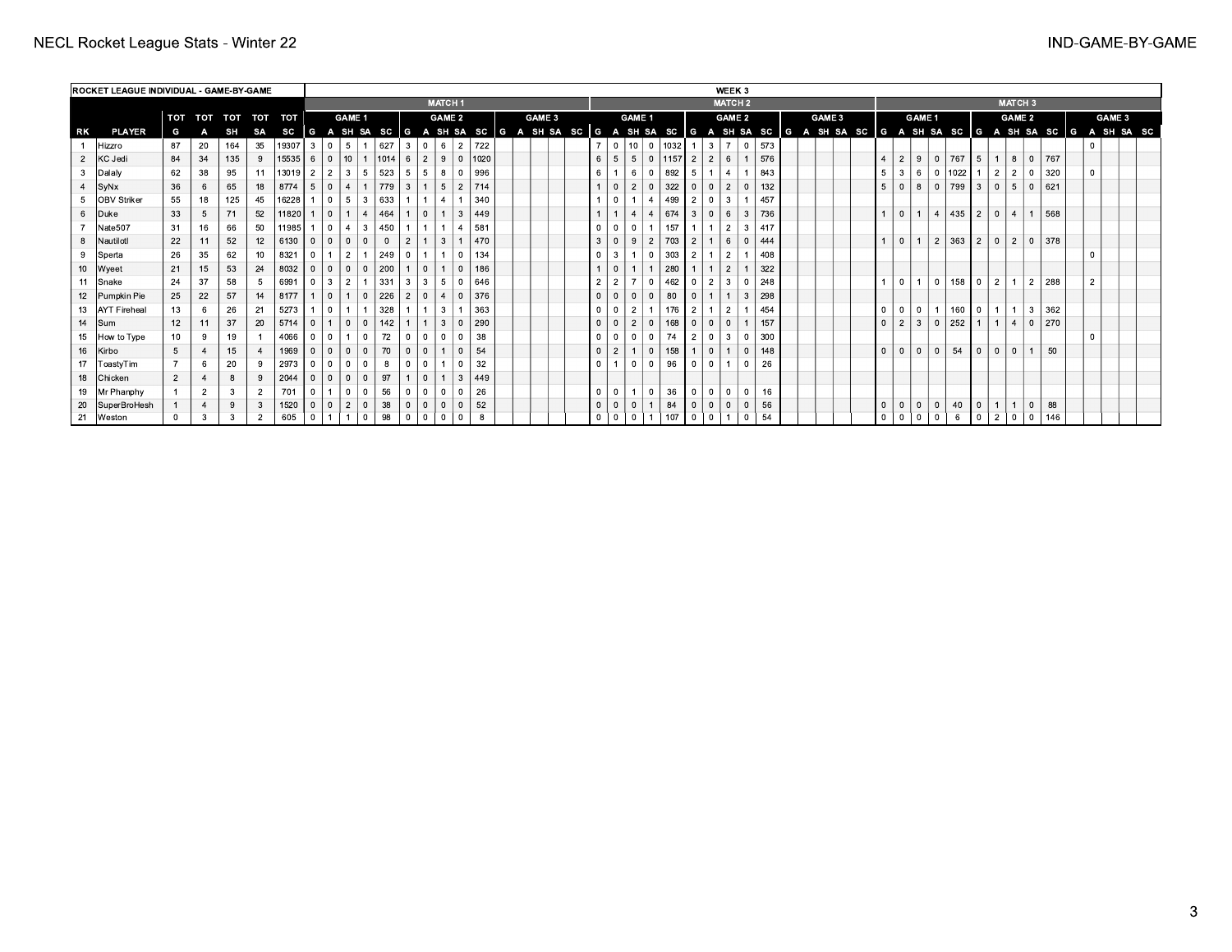| ROCKET LEAGUE INDIVIDUAL - GAME-BY-GAME | | | | | | | WEEK 3 | | | | | | | | | | | | | | | | | | | | | | | | | | | | | | | | | | | | | | | | | | | | |
|---|---|---|---|---|---|---|---|---|---|---|---|---|---|---|---|---|---|---|---|---|---|---|---|---|---|---|---|---|---|---|---|---|---|---|---|---|---|---|---|---|---|---|---|---|---|---|---|---|---|---|---|
| | | | | | | | MATCH 1 | | | | | | | | | | | | | | | MATCH 2 | | | | | | | | | | | | | | | MATCH 3 | | | | | | | | | | | | | | |
| | | TOT | TOT | TOT | TOT | TOT | GAME 1 | | | | | GAME 2 | | | | | GAME 3 | | | | | GAME 1 | | | | | GAME 2 | | | | | GAME 3 | | | | | GAME 1 | | | | | GAME 2 | | | | | GAME 3 | | | | |
| RK | PLAYER | G | A | SH | SA | SC | G | A | SH | SA | SC | G | A | SH | SA | SC | G | A | SH | SA | SC | G | A | SH | SA | SC | G | A | SH | SA | SC | G | A | SH | SA | SC | G | A | SH | SA | SC | G | A | SH | SA | SC | G | A | SH | SA | SC |
| 1 | Hizzro | 87 | 20 | 164 | 35 | 19307 | 3 | 0 | 5 | 1 | 627 | 3 | 0 | 6 | 2 | 722 | | | | | | 7 | 0 | 10 | 0 | 1032 | 1 | 3 | 7 | 0 | 573 | | | | | | | | | | | | | | | | | 0 | | | |
| 2 | KC Jedi | 84 | 34 | 135 | 9 | 15535 | 6 | 0 | 10 | 1 | 1014 | 6 | 2 | 9 | 0 | 1020 | | | | | | 6 | 5 | 5 | 0 | 1157 | 2 | 2 | 6 | 1 | 576 | | | | | | 4 | 2 | 9 | 0 | 767 | 5 | 1 | 8 | 0 | 767 | | | | | |
| 3 | Dalaly | 62 | 38 | 95 | 11 | 13019 | 2 | 2 | 3 | 5 | 523 | 5 | 5 | 8 | 0 | 996 | | | | | | 6 | 1 | 6 | 0 | 892 | 5 | 1 | 4 | 1 | 843 | | | | | | 5 | 3 | 6 | 0 | 1022 | 1 | 2 | 2 | 0 | 320 | | 0 | | | |
| 4 | SyNx | 36 | 6 | 65 | 18 | 8774 | 5 | 0 | 4 | 1 | 779 | 3 | 1 | 5 | 2 | 714 | | | | | | 1 | 0 | 2 | 0 | 322 | 0 | 0 | 2 | 0 | 132 | | | | | | 5 | 0 | 8 | 0 | 799 | 3 | 0 | 5 | 0 | 621 | | | | | |
| 5 | OBV Striker | 55 | 18 | 125 | 45 | 16228 | 1 | 0 | 5 | 3 | 633 | 1 | 1 | 4 | 1 | 340 | | | | | | 1 | 0 | 1 | 4 | 499 | 2 | 0 | 3 | 1 | 457 | | | | | | | | | | | | | | | | | | | | |
| 6 | Duke | 33 | 5 | 71 | 52 | 11820 | 1 | 0 | 1 | 4 | 464 | 1 | 0 | 1 | 3 | 449 | | | | | | 1 | 1 | 4 | 4 | 674 | 3 | 0 | 6 | 3 | 736 | | | | | | 1 | 0 | 1 | 4 | 435 | 2 | 0 | 4 | 1 | 568 | | | | | |
| 7 | Nate507 | 31 | 16 | 66 | 50 | 11985 | 1 | 0 | 4 | 3 | 450 | 1 | 1 | 1 | 4 | 581 | | | | | | 0 | 0 | 0 | 1 | 157 | 1 | 1 | 2 | 3 | 417 | | | | | | | | | | | | | | | | | | | | |
| 8 | Nautilotl | 22 | 11 | 52 | 12 | 6130 | 0 | 0 | 0 | 0 | 0 | 2 | 1 | 3 | 1 | 470 | | | | | | 3 | 0 | 9 | 2 | 703 | 2 | 1 | 6 | 0 | 444 | | | | | | 1 | 0 | 1 | 2 | 363 | 2 | 0 | 2 | 0 | 378 | | | | | |
| 9 | Sperta | 26 | 35 | 62 | 10 | 8321 | 0 | 1 | 2 | 1 | 249 | 0 | 1 | 1 | 0 | 134 | | | | | | 0 | 3 | 1 | 0 | 303 | 2 | 1 | 2 | 1 | 408 | | | | | | | | | | | | | | | | | 0 | | | |
| 10 | Wyeet | 21 | 15 | 53 | 24 | 8032 | 0 | 0 | 0 | 0 | 200 | 1 | 0 | 1 | 0 | 186 | | | | | | 1 | 0 | 1 | 1 | 280 | 1 | 1 | 2 | 1 | 322 | | | | | | | | | | | | | | | | | | | | |
| 11 | Snake | 24 | 37 | 58 | 5 | 6991 | 0 | 3 | 2 | 1 | 331 | 3 | 3 | 5 | 0 | 646 | | | | | | 2 | 2 | 7 | 0 | 462 | 0 | 2 | 3 | 0 | 248 | | | | | | 1 | 0 | 1 | 0 | 158 | 0 | 2 | 1 | 2 | 288 | | 2 | | | |
| 12 | Pumpkin Pie | 25 | 22 | 57 | 14 | 8177 | 1 | 0 | 1 | 0 | 226 | 2 | 0 | 4 | 0 | 376 | | | | | | 0 | 0 | 0 | 0 | 80 | 0 | 1 | 1 | 3 | 298 | | | | | | | | | | | | | | | | | | | | |
| 13 | AYT Fireheal | 13 | 6 | 26 | 21 | 5273 | 1 | 0 | 1 | 1 | 328 | 1 | 1 | 3 | 1 | 363 | | | | | | 0 | 0 | 2 | 1 | 176 | 2 | 1 | 2 | 1 | 454 | | | | | | 0 | 0 | 0 | 1 | 160 | 0 | 1 | 1 | 3 | 362 | | | | | |
| 14 | Sum | 12 | 11 | 37 | 20 | 5714 | 0 | 1 | 0 | 0 | 142 | 1 | 1 | 3 | 0 | 290 | | | | | | 0 | 0 | 2 | 0 | 168 | 0 | 0 | 0 | 1 | 157 | | | | | | 0 | 2 | 3 | 0 | 252 | 1 | 1 | 4 | 0 | 270 | | | | | |
| 15 | How to Type | 10 | 9 | 19 | 1 | 4066 | 0 | 0 | 1 | 0 | 72 | 0 | 0 | 0 | 0 | 38 | | | | | | 0 | 0 | 0 | 0 | 74 | 2 | 0 | 3 | 0 | 300 | | | | | | | | | | | | | | | | | 0 | | | |
| 16 | Kirbo | 5 | 4 | 15 | 4 | 1969 | 0 | 0 | 0 | 0 | 70 | 0 | 0 | 1 | 0 | 54 | | | | | | 0 | 2 | 1 | 0 | 158 | 1 | 0 | 1 | 0 | 148 | | | | | | 0 | 0 | 0 | 0 | 54 | 0 | 0 | 0 | 1 | 50 | | | | | |
| 17 | ToastyTim | 7 | 6 | 20 | 9 | 2973 | 0 | 0 | 0 | 0 | 8 | 0 | 0 | 1 | 0 | 32 | | | | | | 0 | 1 | 0 | 0 | 96 | 0 | 0 | 1 | 0 | 26 | | | | | | | | | | | | | | | | | | | | |
| 18 | Chicken | 2 | 4 | 8 | 9 | 2044 | 0 | 0 | 0 | 0 | 97 | 1 | 0 | 1 | 3 | 449 | | | | | | | | | | | | | | | | | | | | | | | | | | | | | | | | | | | |
| 19 | Mr Phanphy | 1 | 2 | 3 | 2 | 701 | 0 | 1 | 0 | 0 | 56 | 0 | 0 | 0 | 0 | 26 | | | | | | 0 | 0 | 1 | 0 | 36 | 0 | 0 | 0 | 0 | 16 | | | | | | | | | | | | | | | | | | | | |
| 20 | SuperBroHesh | 1 | 4 | 9 | 3 | 1520 | 0 | 0 | 2 | 0 | 38 | 0 | 0 | 0 | 0 | 52 | | | | | | 0 | 0 | 0 | 1 | 84 | 0 | 0 | 0 | 0 | 56 | | | | | | 0 | 0 | 0 | 0 | 40 | 0 | 1 | 1 | 0 | 88 | | | | | |
| 21 | Weston | 0 | 3 | 3 | 2 | 605 | 0 | 1 | 1 | 0 | 98 | 0 | 0 | 0 | 0 | 8 | | | | | | 0 | 0 | 0 | 1 | 107 | 0 | 0 | 1 | 0 | 54 | | | | | | 0 | 0 | 0 | 0 | 6 | 0 | 2 | 0 | 0 | 146 | | | | | |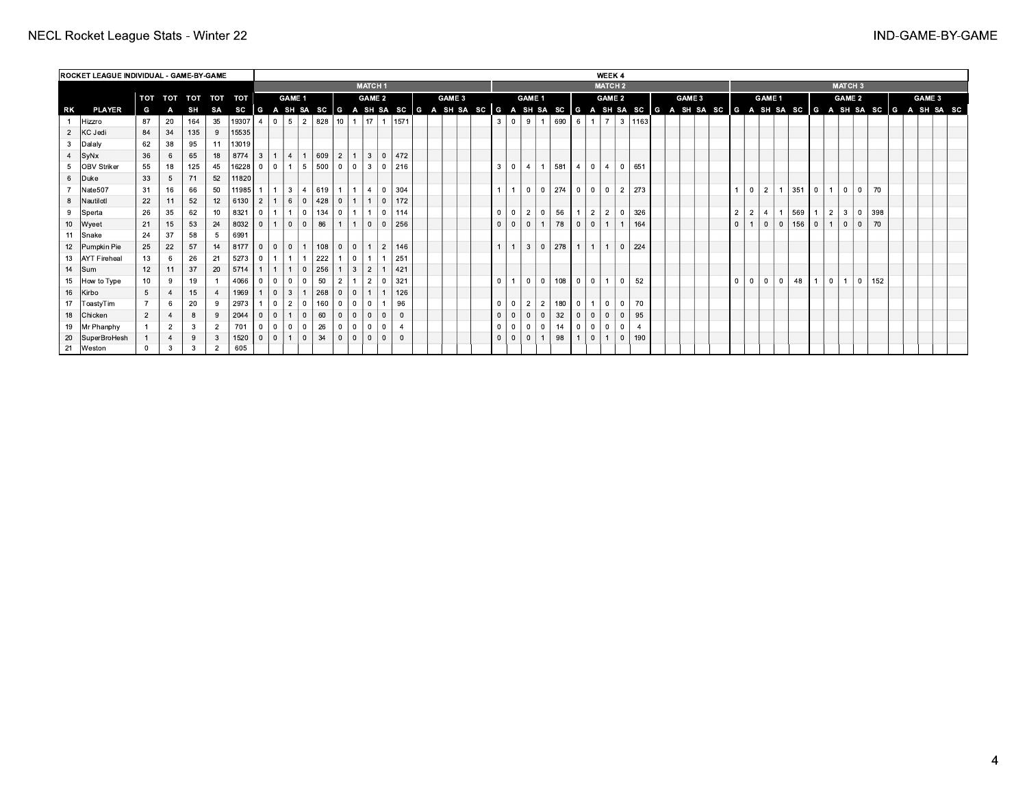| ROCKET LEAGUE INDIVIDUAL - GAME-BY-GAME | | | | | | | WEEK 4 | | | | | | | | | | | | | | | | | | | | | | | | | | | | | | | | | | | | | | | | | | | | |
|---|---|---|---|---|---|---|---|---|---|---|---|---|---|---|---|---|---|---|---|---|---|---|---|---|---|---|---|---|---|---|---|---|---|---|---|---|---|---|---|---|---|---|---|---|---|---|---|---|---|---|---|
| | | | | | | | MATCH 1 | | | | | | | | | | | | | | | MATCH 2 | | | | | | | | | | | | | | | MATCH 3 | | | | | | | | | | | | | | |
| | | TOT | TOT | TOT | TOT | TOT | GAME 1 | | | | | GAME 2 | | | | | GAME 3 | | | | | GAME 1 | | | | | GAME 2 | | | | | GAME 3 | | | | | GAME 1 | | | | | GAME 2 | | | | | GAME 3 | | | | |
| RK | PLAYER | G | A | SH | SA | SC | G | A | SH | SA | SC | G | A | SH | SA | SC | G | A | SH | SA | SC | G | A | SH | SA | SC | G | A | SH | SA | SC | G | A | SH | SA | SC | G | A | SH | SA | SC | G | A | SH | SA | SC | G | A | SH | SA | SC |
| 1 | Hizzro | 87 | 20 | 164 | 35 | 19307 | 4 | 0 | 5 | 2 | 828 | 10 | 1 | 17 | 1 | 1571 | | | | | | 3 | 0 | 9 | 1 | 690 | 6 | 1 | 7 | 3 | 1163 | | | | | | | | | | | | | | | | | | | | |
| 2 | KC Jedi | 84 | 34 | 135 | 9 | 15535 | | | | | | | | | | | | | | | | | | | | | | | | | | | | | | | | | | | | | | | | | | | | | |
| 3 | Dalaly | 62 | 38 | 95 | 11 | 13019 | | | | | | | | | | | | | | | | | | | | | | | | | | | | | | | | | | | | | | | | | | | | | |
| 4 | SyNx | 36 | 6 | 65 | 18 | 8774 | 3 | 1 | 4 | 1 | 609 | 2 | 1 | 3 | 0 | 472 | | | | | | | | | | | | | | | | | | | | | | | | | | | | | | | | | | | |
| 5 | OBV Striker | 55 | 18 | 125 | 45 | 16228 | 0 | 0 | 1 | 5 | 500 | 0 | 0 | 3 | 0 | 216 | | | | | | 3 | 0 | 4 | 1 | 581 | 4 | 0 | 4 | 0 | 651 | | | | | | | | | | | | | | | | | | | | |
| 6 | Duke | 33 | 5 | 71 | 52 | 11820 | | | | | | | | | | | | | | | | | | | | | | | | | | | | | | | | | | | | | | | | | | | | | |
| 7 | Nate507 | 31 | 16 | 66 | 50 | 11985 | 1 | 1 | 3 | 4 | 619 | 1 | 1 | 4 | 0 | 304 | | | | | | 1 | 1 | 0 | 0 | 274 | 0 | 0 | 0 | 2 | 273 | | | | | | 1 | 0 | 2 | 1 | 351 | 0 | 1 | 0 | 0 | 70 | | | | | |
| 8 | Nautilotl | 22 | 11 | 52 | 12 | 6130 | 2 | 1 | 6 | 0 | 428 | 0 | 1 | 1 | 0 | 172 | | | | | | | | | | | | | | | | | | | | | | | | | | | | | | | | | | | |
| 9 | Sperta | 26 | 35 | 62 | 10 | 8321 | 0 | 1 | 1 | 0 | 134 | 0 | 1 | 1 | 0 | 114 | | | | | | 0 | 0 | 2 | 0 | 56 | 1 | 2 | 2 | 0 | 326 | | | | | | 2 | 2 | 4 | 1 | 569 | 1 | 2 | 3 | 0 | 398 | | | | | |
| 10 | Wyeet | 21 | 15 | 53 | 24 | 8032 | 0 | 1 | 0 | 0 | 86 | 1 | 1 | 0 | 0 | 256 | | | | | | 0 | 0 | 0 | 1 | 78 | 0 | 0 | 1 | 1 | 164 | | | | | | 0 | 1 | 0 | 0 | 156 | 0 | 1 | 0 | 0 | 70 | | | | | |
| 11 | Snake | 24 | 37 | 58 | 5 | 6991 | | | | | | | | | | | | | | | | | | | | | | | | | | | | | | | | | | | | | | | | | | | | | |
| 12 | Pumpkin Pie | 25 | 22 | 57 | 14 | 8177 | 0 | 0 | 0 | 1 | 108 | 0 | 0 | 1 | 2 | 146 | | | | | | 1 | 1 | 3 | 0 | 278 | 1 | 1 | 1 | 0 | 224 | | | | | | | | | | | | | | | | | | | | |
| 13 | AYT Fireheal | 13 | 6 | 26 | 21 | 5273 | 0 | 1 | 1 | 1 | 222 | 1 | 0 | 1 | 1 | 251 | | | | | | | | | | | | | | | | | | | | | | | | | | | | | | | | | | | |
| 14 | Sum | 12 | 11 | 37 | 20 | 5714 | 1 | 1 | 1 | 0 | 256 | 1 | 3 | 2 | 1 | 421 | | | | | | | | | | | | | | | | | | | | | | | | | | | | | | | | | | | |
| 15 | How to Type | 10 | 9 | 19 | 1 | 4066 | 0 | 0 | 0 | 0 | 50 | 2 | 1 | 2 | 0 | 321 | | | | | | 0 | 1 | 0 | 0 | 108 | 0 | 0 | 1 | 0 | 52 | | | | | | 0 | 0 | 0 | 0 | 48 | 1 | 0 | 1 | 0 | 152 | | | | | |
| 16 | Kirbo | 5 | 4 | 15 | 4 | 1969 | 1 | 0 | 3 | 1 | 268 | 0 | 0 | 1 | 1 | 126 | | | | | | | | | | | | | | | | | | | | | | | | | | | | | | | | | | | |
| 17 | ToastyTim | 7 | 6 | 20 | 9 | 2973 | 1 | 0 | 2 | 0 | 160 | 0 | 0 | 0 | 1 | 96 | | | | | | 0 | 0 | 2 | 2 | 180 | 0 | 1 | 0 | 0 | 70 | | | | | | | | | | | | | | | | | | | | |
| 18 | Chicken | 2 | 4 | 8 | 9 | 2044 | 0 | 0 | 1 | 0 | 60 | 0 | 0 | 0 | 0 | 0 | | | | | | 0 | 0 | 0 | 0 | 32 | 0 | 0 | 0 | 0 | 95 | | | | | | | | | | | | | | | | | | | | |
| 19 | Mr Phanphy | 1 | 2 | 3 | 2 | 701 | 0 | 0 | 0 | 0 | 26 | 0 | 0 | 0 | 0 | 4 | | | | | | 0 | 0 | 0 | 0 | 14 | 0 | 0 | 0 | 0 | 4 | | | | | | | | | | | | | | | | | | | | |
| 20 | SuperBroHesh | 1 | 4 | 9 | 3 | 1520 | 0 | 0 | 1 | 0 | 34 | 0 | 0 | 0 | 0 | 0 | | | | | | 0 | 0 | 0 | 1 | 98 | 1 | 0 | 1 | 0 | 190 | | | | | | | | | | | | | | | | | | | | |
| 21 | Weston | 0 | 3 | 3 | 2 | 605 | | | | | | | | | | | | | | | | | | | | | | | | | | | | | | | | | | | | | | | | | | | | | |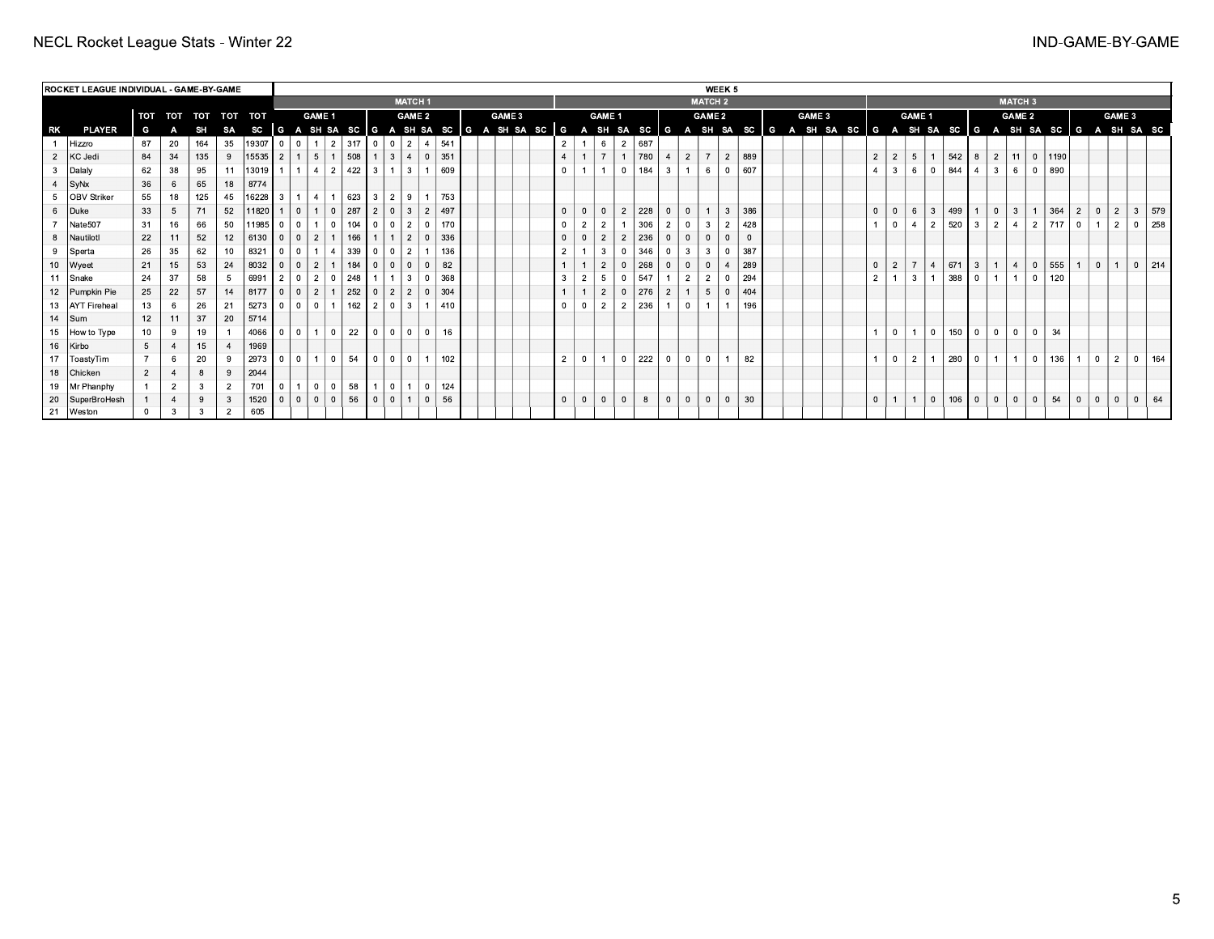| ROCKET LEAGUE INDIVIDUAL - GAME-BY-GAME | | | | | | | WEEK 5 | | | | | | | | | | | | | | | | | | | | | | | | | | | | | | | | | | | | | | | | | | | | |
|---|---|---|---|---|---|---|---|---|---|---|---|---|---|---|---|---|---|---|---|---|---|---|---|---|---|---|---|---|---|---|---|---|---|---|---|---|---|---|---|---|---|---|---|---|---|---|---|---|---|---|---|
| | | | | | | | MATCH 1 | | | | | | | | | | | | | | | MATCH 2 | | | | | | | | | | | | | | | MATCH 3 | | | | | | | | | | | | | | |
| | | TOT | TOT | TOT | TOT | TOT | GAME 1 | | | | | GAME 2 | | | | | GAME 3 | | | | | GAME 1 | | | | | GAME 2 | | | | | GAME 3 | | | | | GAME 1 | | | | | GAME 2 | | | | | GAME 3 | | | | |
| RK | PLAYER | G | A | SH | SA | SC | G | A | SH | SA | SC | G | A | SH | SA | SC | G | A | SH | SA | SC | G | A | SH | SA | SC | G | A | SH | SA | SC | G | A | SH | SA | SC | G | A | SH | SA | SC | G | A | SH | SA | SC | G | A | SH | SA | SC |
| 1 | Hizzro | 87 | 20 | 164 | 35 | 19307 | 0 | 0 | 1 | 2 | 317 | 0 | 0 | 2 | 4 | 541 | | | | | | 2 | 1 | 6 | 2 | 687 | | | | | | | | | | | | | | | | | | | | | | | | | |
| 2 | KC Jedi | 84 | 34 | 135 | 9 | 15535 | 2 | 1 | 5 | 1 | 508 | 1 | 3 | 4 | 0 | 351 | | | | | | 4 | 1 | 7 | 1 | 780 | 4 | 2 | 7 | 2 | 889 | | | | | | 2 | 2 | 5 | 1 | 542 | 8 | 2 | 11 | 0 | 1190 | | | | | |
| 3 | Dalaly | 62 | 38 | 95 | 11 | 13019 | 1 | 1 | 4 | 2 | 422 | 3 | 1 | 3 | 1 | 609 | | | | | | 0 | 1 | 1 | 0 | 184 | 3 | 1 | 6 | 0 | 607 | | | | | | 4 | 3 | 6 | 0 | 844 | 4 | 3 | 6 | 0 | 890 | | | | | |
| 4 | SyNx | 36 | 6 | 65 | 18 | 8774 | | | | | | | | | | | | | | | | | | | | | | | | | | | | | | | | | | | | | | | | | | | | | |
| 5 | OBV Striker | 55 | 18 | 125 | 45 | 16228 | 3 | 1 | 4 | 1 | 623 | 3 | 2 | 9 | 1 | 753 | | | | | | | | | | | | | | | | | | | | | | | | | | | | | | | | | | | |
| 6 | Duke | 33 | 5 | 71 | 52 | 11820 | 1 | 0 | 1 | 0 | 287 | 2 | 0 | 3 | 2 | 497 | | | | | | 0 | 0 | 0 | 2 | 228 | 0 | 0 | 1 | 3 | 386 | | | | | | 0 | 0 | 6 | 3 | 499 | 1 | 0 | 3 | 1 | 364 | 2 | 0 | 2 | 3 | 579 |
| 7 | Nate507 | 31 | 16 | 66 | 50 | 11985 | 0 | 0 | 1 | 0 | 104 | 0 | 0 | 2 | 0 | 170 | | | | | | 0 | 2 | 2 | 1 | 306 | 2 | 0 | 3 | 2 | 428 | | | | | | 1 | 0 | 4 | 2 | 520 | 3 | 2 | 4 | 2 | 717 | 0 | 1 | 2 | 0 | 258 |
| 8 | Nautilotl | 22 | 11 | 52 | 12 | 6130 | 0 | 0 | 2 | 1 | 166 | 1 | 1 | 2 | 0 | 336 | | | | | | 0 | 0 | 2 | 2 | 236 | 0 | 0 | 0 | 0 | 0 | | | | | | | | | | | | | | | | | | | | |
| 9 | Sperta | 26 | 35 | 62 | 10 | 8321 | 0 | 0 | 1 | 4 | 339 | 0 | 0 | 2 | 1 | 136 | | | | | | 2 | 1 | 3 | 0 | 346 | 0 | 3 | 3 | 0 | 387 | | | | | | | | | | | | | | | | | | | | |
| 10 | Wyeet | 21 | 15 | 53 | 24 | 8032 | 0 | 0 | 2 | 1 | 184 | 0 | 0 | 0 | 0 | 82 | | | | | | 1 | 1 | 2 | 0 | 268 | 0 | 0 | 0 | 4 | 289 | | | | | | 0 | 2 | 7 | 4 | 671 | 3 | 1 | 4 | 0 | 555 | 1 | 0 | 1 | 0 | 214 |
| 11 | Snake | 24 | 37 | 58 | 5 | 6991 | 2 | 0 | 2 | 0 | 248 | 1 | 1 | 3 | 0 | 368 | | | | | | 3 | 2 | 5 | 0 | 547 | 1 | 2 | 2 | 0 | 294 | | | | | | 2 | 1 | 3 | 1 | 388 | 0 | 1 | 1 | 0 | 120 | | | | | |
| 12 | Pumpkin Pie | 25 | 22 | 57 | 14 | 8177 | 0 | 0 | 2 | 1 | 252 | 0 | 2 | 2 | 0 | 304 | | | | | | 1 | 1 | 2 | 0 | 276 | 2 | 1 | 5 | 0 | 404 | | | | | | | | | | | | | | | | | | | | |
| 13 | AYT Fireheal | 13 | 6 | 26 | 21 | 5273 | 0 | 0 | 0 | 1 | 162 | 2 | 0 | 3 | 1 | 410 | | | | | | 0 | 0 | 2 | 2 | 236 | 1 | 0 | 1 | 1 | 196 | | | | | | | | | | | | | | | | | | | | |
| 14 | Sum | 12 | 11 | 37 | 20 | 5714 | | | | | | | | | | | | | | | | | | | | | | | | | | | | | | | | | | | | | | | | | | | | | |
| 15 | How to Type | 10 | 9 | 19 | 1 | 4066 | 0 | 0 | 1 | 0 | 22 | 0 | 0 | 0 | 0 | 16 | | | | | | | | | | | | | | | | | | | | | 1 | 0 | 1 | 0 | 150 | 0 | 0 | 0 | 0 | 34 | | | | | |
| 16 | Kirbo | 5 | 4 | 15 | 4 | 1969 | | | | | | | | | | | | | | | | | | | | | | | | | | | | | | | | | | | | | | | | | | | | | |
| 17 | ToastyTim | 7 | 6 | 20 | 9 | 2973 | 0 | 0 | 1 | 0 | 54 | 0 | 0 | 0 | 1 | 102 | | | | | | 2 | 0 | 1 | 0 | 222 | 0 | 0 | 0 | 1 | 82 | | | | | | 1 | 0 | 2 | 1 | 280 | 0 | 1 | 1 | 0 | 136 | 1 | 0 | 2 | 0 | 164 |
| 18 | Chicken | 2 | 4 | 8 | 9 | 2044 | | | | | | | | | | | | | | | | | | | | | | | | | | | | | | | | | | | | | | | | | | | | | |
| 19 | Mr Phanphy | 1 | 2 | 3 | 2 | 701 | 0 | 1 | 0 | 0 | 58 | 1 | 0 | 1 | 0 | 124 | | | | | | | | | | | | | | | | | | | | | | | | | | | | | | | | | | | |
| 20 | SuperBroHesh | 1 | 4 | 9 | 3 | 1520 | 0 | 0 | 0 | 0 | 56 | 0 | 0 | 1 | 0 | 56 | | | | | | 0 | 0 | 0 | 0 | 8 | 0 | 0 | 0 | 0 | 30 | | | | | | 0 | 1 | 1 | 0 | 106 | 0 | 0 | 0 | 0 | 54 | 0 | 0 | 0 | 0 | 64 |
| 21 | Weston | 0 | 3 | 3 | 2 | 605 | | | | | | | | | | | | | | | | | | | | | | | | | | | | | | | | | | | | | | | | | | | | | |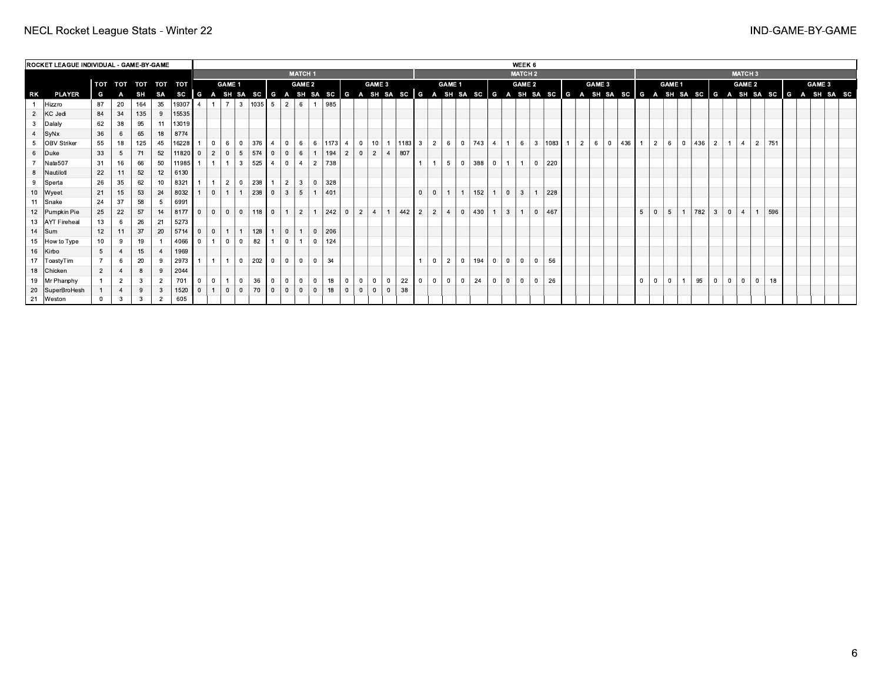| ROCKET LEAGUE INDIVIDUAL - GAME-BY-GAME | | | | | | | WEEK 6 | | | | | | | | | | | | | | | | | | | | | | | | | | | | | | | | | | | | | | | | | | | | |
|---|---|---|---|---|---|---|---|---|---|---|---|---|---|---|---|---|---|---|---|---|---|---|---|---|---|---|---|---|---|---|---|---|---|---|---|---|---|---|---|---|---|---|---|---|---|---|---|---|---|---|---|
| | | | | | | | MATCH 1 | | | | | | | | | | | | | | | MATCH 2 | | | | | | | | | | | | | | | MATCH 3 | | | | | | | | | | | | | | |
| | | TOT | TOT | TOT | TOT | TOT | GAME 1 | | | | | GAME 2 | | | | | GAME 3 | | | | | GAME 1 | | | | | GAME 2 | | | | | GAME 3 | | | | | GAME 1 | | | | | GAME 2 | | | | | GAME 3 | | | | |
| RK | PLAYER | G | A | SH | SA | SC | G | A | SH | SA | SC | G | A | SH | SA | SC | G | A | SH | SA | SC | G | A | SH | SA | SC | G | A | SH | SA | SC | G | A | SH | SA | SC | G | A | SH | SA | SC | G | A | SH | SA | SC | G | A | SH | SA | SC |
| 1 | Hizzro | 87 | 20 | 164 | 35 | 19307 | 4 | 1 | 7 | 3 | 1035 | 5 | 2 | 6 | 1 | 985 | | | | | | | | | | | | | | | | | | | | | | | | | | | | | | | | | | | |
| 2 | KC Jedi | 84 | 34 | 135 | 9 | 15535 | | | | | | | | | | | | | | | | | | | | | | | | | | | | | | | | | | | | | | | | | | | | | |
| 3 | Dalaly | 62 | 38 | 95 | 11 | 13019 | | | | | | | | | | | | | | | | | | | | | | | | | | | | | | | | | | | | | | | | | | | | | |
| 4 | SyNx | 36 | 6 | 65 | 18 | 8774 | | | | | | | | | | | | | | | | | | | | | | | | | | | | | | | | | | | | | | | | | | | | | |
| 5 | OBV Striker | 55 | 18 | 125 | 45 | 16228 | 1 | 0 | 6 | 0 | 376 | 4 | 0 | 6 | 6 | 1173 | 4 | 0 | 10 | 1 | 1183 | 3 | 2 | 6 | 0 | 743 | 4 | 1 | 6 | 3 | 1083 | 1 | 2 | 6 | 0 | 436 | 1 | 2 | 6 | 0 | 436 | 2 | 1 | 4 | 2 | 751 | | | | | |
| 6 | Duke | 33 | 5 | 71 | 52 | 11820 | 0 | 2 | 0 | 5 | 574 | 0 | 0 | 6 | 1 | 194 | 2 | 0 | 2 | 4 | 807 | | | | | | | | | | | | | | | | | | | | | | | | | | | | | | |
| 7 | Nate507 | 31 | 16 | 66 | 50 | 11985 | 1 | 1 | 1 | 3 | 525 | 4 | 0 | 4 | 2 | 738 | | | | | | 1 | 1 | 5 | 0 | 388 | 0 | 1 | 1 | 0 | 220 | | | | | | | | | | | | | | | | | | | | |
| 8 | Nautilotl | 22 | 11 | 52 | 12 | 6130 | | | | | | | | | | | | | | | | | | | | | | | | | | | | | | | | | | | | | | | | | | | | | |
| 9 | Sperta | 26 | 35 | 62 | 10 | 8321 | 1 | 1 | 2 | 0 | 238 | 1 | 2 | 3 | 0 | 328 | | | | | | | | | | | | | | | | | | | | | | | | | | | | | | | | | | | |
| 10 | Wyeet | 21 | 15 | 53 | 24 | 8032 | 1 | 0 | 1 | 1 | 238 | 0 | 3 | 5 | 1 | 401 | | | | | | 0 | 0 | 1 | 1 | 152 | 1 | 0 | 3 | 1 | 228 | | | | | | | | | | | | | | | | | | | | |
| 11 | Snake | 24 | 37 | 58 | 5 | 6991 | | | | | | | | | | | | | | | | | | | | | | | | | | | | | | | | | | | | | | | | | | | | | |
| 12 | Pumpkin Pie | 25 | 22 | 57 | 14 | 8177 | 0 | 0 | 0 | 0 | 118 | 0 | 1 | 2 | 1 | 242 | 0 | 2 | 4 | 1 | 442 | 2 | 2 | 4 | 0 | 430 | 1 | 3 | 1 | 0 | 467 | | | | | | 5 | 0 | 5 | 1 | 782 | 3 | 0 | 4 | 1 | 596 | | | | | |
| 13 | AYT Fireheal | 13 | 6 | 26 | 21 | 5273 | | | | | | | | | | | | | | | | | | | | | | | | | | | | | | | | | | | | | | | | | | | | | |
| 14 | Sum | 12 | 11 | 37 | 20 | 5714 | 0 | 0 | 1 | 1 | 128 | 1 | 0 | 1 | 0 | 206 | | | | | | | | | | | | | | | | | | | | | | | | | | | | | | | | | | | |
| 15 | How to Type | 10 | 9 | 19 | 1 | 4066 | 0 | 1 | 0 | 0 | 82 | 1 | 0 | 1 | 0 | 124 | | | | | | | | | | | | | | | | | | | | | | | | | | | | | | | | | | | |
| 16 | Kirbo | 5 | 4 | 15 | 4 | 1969 | | | | | | | | | | | | | | | | | | | | | | | | | | | | | | | | | | | | | | | | | | | | | |
| 17 | ToastyTim | 7 | 6 | 20 | 9 | 2973 | 1 | 1 | 1 | 0 | 202 | 0 | 0 | 0 | 0 | 34 | | | | | | 1 | 0 | 2 | 0 | 194 | 0 | 0 | 0 | 0 | 56 | | | | | | | | | | | | | | | | | | | | |
| 18 | Chicken | 2 | 4 | 8 | 9 | 2044 | | | | | | | | | | | | | | | | | | | | | | | | | | | | | | | | | | | | | | | | | | | | | |
| 19 | Mr Phanphy | 1 | 2 | 3 | 2 | 701 | 0 | 0 | 1 | 0 | 36 | 0 | 0 | 0 | 0 | 18 | 0 | 0 | 0 | 0 | 22 | 0 | 0 | 0 | 0 | 24 | 0 | 0 | 0 | 0 | 26 | | | | | | 0 | 0 | 0 | 1 | 95 | 0 | 0 | 0 | 0 | 18 | | | | | |
| 20 | SuperBroHesh | 1 | 4 | 9 | 3 | 1520 | 0 | 1 | 0 | 0 | 70 | 0 | 0 | 0 | 0 | 18 | 0 | 0 | 0 | 0 | 38 | | | | | | | | | | | | | | | | | | | | | | | | | | | | | | |
| 21 | Weston | 0 | 3 | 3 | 2 | 605 | | | | | | | | | | | | | | | | | | | | | | | | | | | | | | | | | | | | | | | | | | | | | |